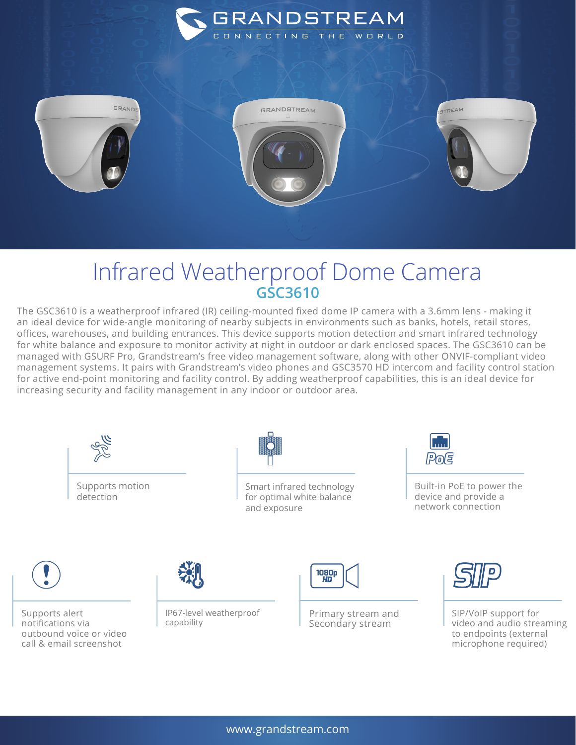GRANDSTREAM

CONNECTING THE WORLD

# Infrared Weatherproof Dome Camera

## GSC3610

The GSC3610 is a weatherproof infrared (IR) ceiling-mounted fixed dome IP camera with a 3.6mm lens - making it an ideal device for wide-angle monitoring of nearby subjects in environments such as banks, hotels, retail stores, offices, warehouses, and building entrances. This device supports motion detection and smart infrared technology for white balance and exposure to monitor activity at night in outdoor or dark enclosed spaces. The GSC3610 can be managed with GSURF Pro, Grandstream's free video management software, along with other ONVIF-compliant video management systems. It pairs with Grandstream's video phones and GSC3570 HD intercom and facility control station for active end-point monitoring and facility control. By adding weatherproof capabilities, this is an ideal device for increasing security and facility management in any indoor or outdoor area.

- Supports motion detection
- Smart infrared technology for optimal white balance and exposure
- Built-in PoE to power the device and provide a network connection
- Supports alert notifications via outbound voice or video call & email screenshot
- IP67-level weatherproof capability
- Primary stream and Secondary stream
- SIP/VoIP support for video and audio streaming to endpoints (external microphone required)

www.grandstream.com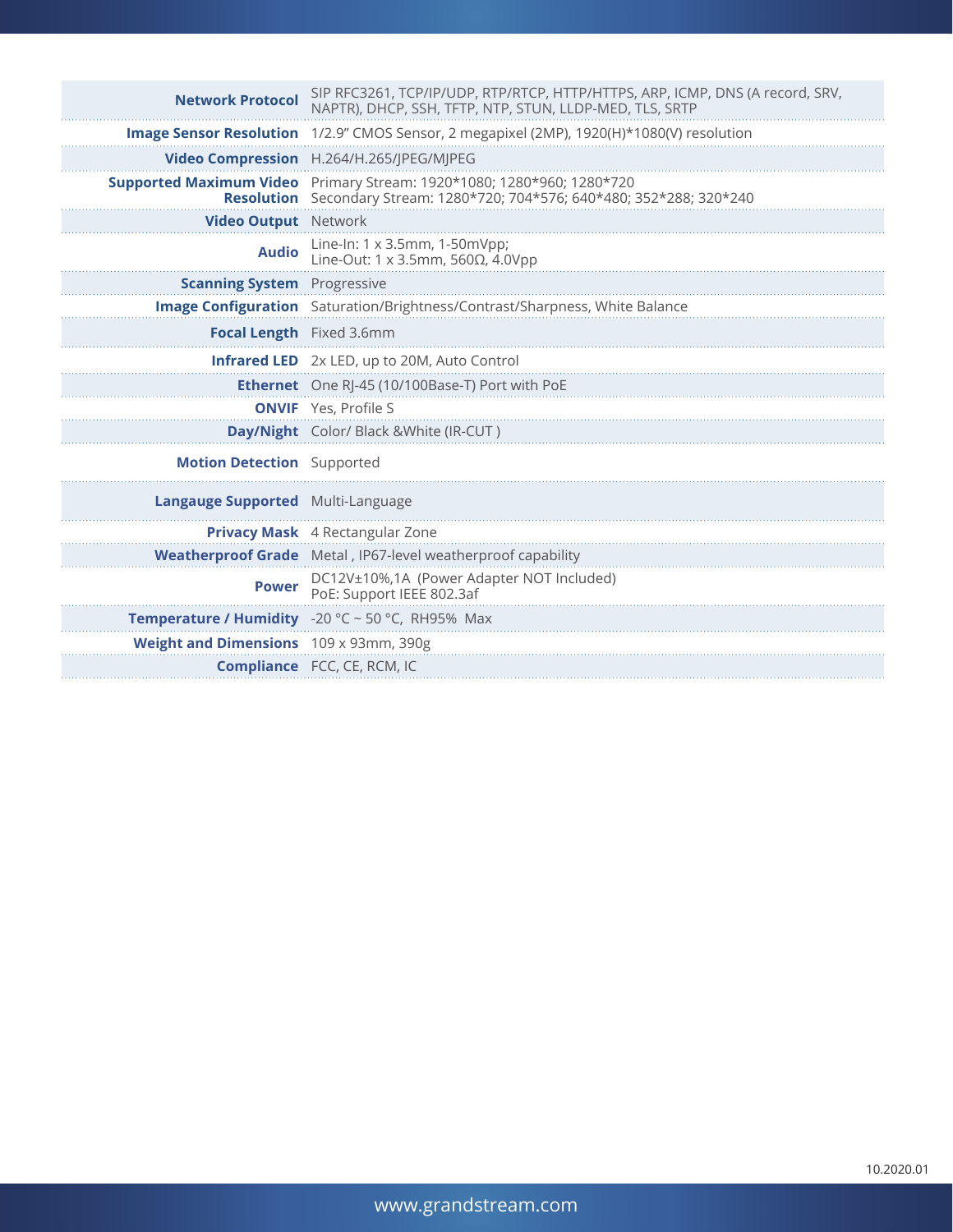| | |
|---|---|
| **Network Protocol** | SIP RFC3261, TCP/IP/UDP, RTP/RTCP, HTTP/HTTPS, ARP, ICMP, DNS (A record, SRV, NAPTR), DHCP, SSH, TFTP, NTP, STUN, LLDP-MED, TLS, SRTP |
| **Image Sensor Resolution** | 1/2.9" CMOS Sensor, 2 megapixel (2MP), 1920(H)*1080(V) resolution |
| **Video Compression** | H.264/H.265/JPEG/MJPEG |
| **Supported Maximum Video Resolution** | Primary Stream: 1920*1080; 1280*960; 1280*720<br>Secondary Stream: 1280*720; 704*576; 640*480; 352*288; 320*240 |
| **Video Output** | Network |
| **Audio** | Line-In: 1 x 3.5mm, 1-50mVpp;<br>Line-Out: 1 x 3.5mm, 560Ω, 4.0Vpp |
| **Scanning System** | Progressive |
| **Image Configuration** | Saturation/Brightness/Contrast/Sharpness, White Balance |
| **Focal Length** | Fixed 3.6mm |
| **Infrared LED** | 2x LED, up to 20M, Auto Control |
| **Ethernet** | One RJ-45 (10/100Base-T) Port with PoE |
| **ONVIF** | Yes, Profile S |
| **Day/Night** | Color/ Black &White (IR-CUT ) |
| **Motion Detection** | Supported |
| **Langauge Supported** | Multi-Language |
| **Privacy Mask** | 4 Rectangular Zone |
| **Weatherproof Grade** | Metal , IP67-level weatherproof capability |
| **Power** | DC12V±10%,1A (Power Adapter NOT Included)<br>PoE: Support IEEE 802.3af |
| **Temperature / Humidity** | -20 °C ~ 50 °C, RH95% Max |
| **Weight and Dimensions** | 109 x 93mm, 390g |
| **Compliance** | FCC, CE, RCM, IC |

10.2020.01

www.grandstream.com